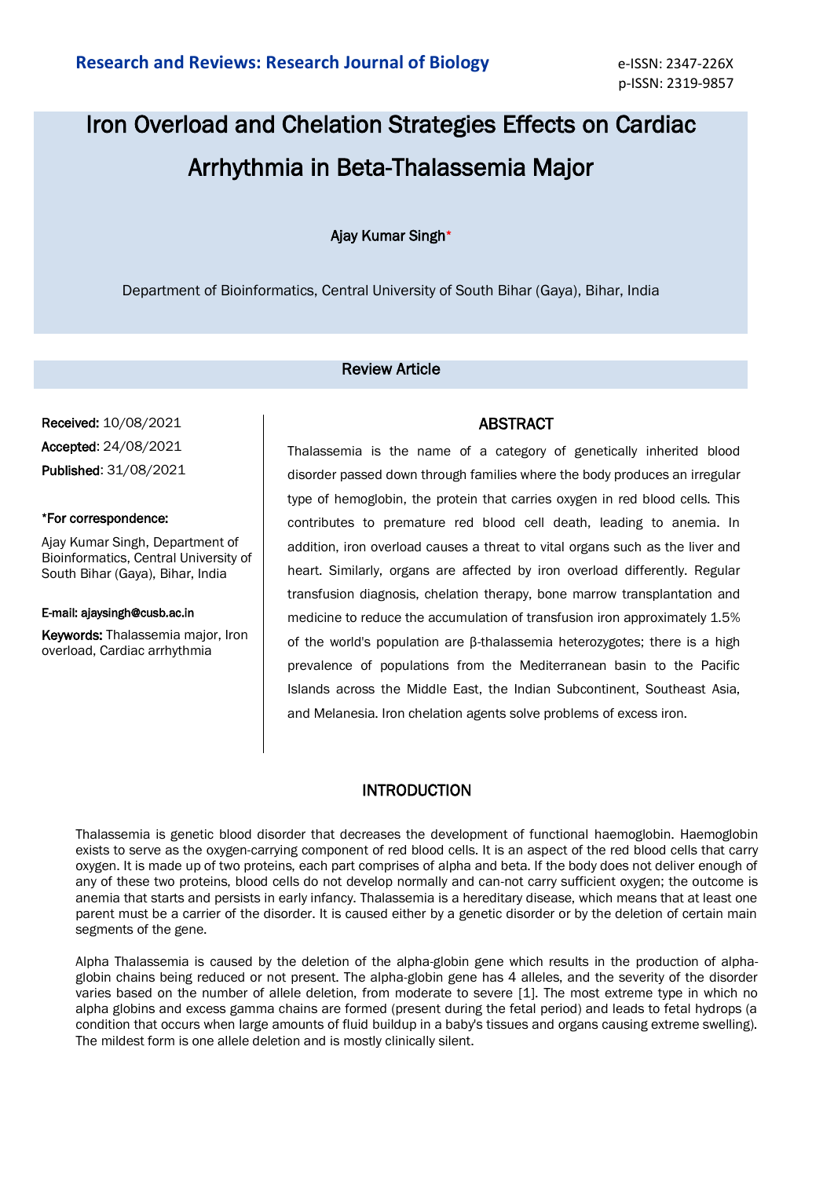# Iron Overload and Chelation Strategies Effects on Cardiac Arrhythmia in Beta-Thalassemia Major

Ajay Kumar Singh*

Department of Bioinformatics, Central University of South Bihar (Gaya), Bihar, India

## Review Article

**Received:** 10/08/2021

**Accepted**: 24/08/2021

**Published**: 31/08/2021

**\*For correspondence:**

Ajay Kumar Singh, Department of Bioinformatics, Central University of South Bihar (Gaya), Bihar, India

**E-mail: ajaysingh@cusb.ac.in**

**Keywords:** Thalassemia major, Iron overload, Cardiac arrhythmia

## ABSTRACT

Thalassemia is the name of a category of genetically inherited blood disorder passed down through families where the body produces an irregular type of hemoglobin, the protein that carries oxygen in red blood cells. This contributes to premature red blood cell death, leading to anemia. In addition, iron overload causes a threat to vital organs such as the liver and heart. Similarly, organs are affected by iron overload differently. Regular transfusion diagnosis, chelation therapy, bone marrow transplantation and medicine to reduce the accumulation of transfusion iron approximately 1.5% of the world's population are β-thalassemia heterozygotes; there is a high prevalence of populations from the Mediterranean basin to the Pacific Islands across the Middle East, the Indian Subcontinent, Southeast Asia, and Melanesia. Iron chelation agents solve problems of excess iron.

## INTRODUCTION

Thalassemia is genetic blood disorder that decreases the development of functional haemoglobin. Haemoglobin exists to serve as the oxygen-carrying component of red blood cells. It is an aspect of the red blood cells that carry oxygen. It is made up of two proteins, each part comprises of alpha and beta. If the body does not deliver enough of any of these two proteins, blood cells do not develop normally and can-not carry sufficient oxygen; the outcome is anemia that starts and persists in early infancy. Thalassemia is a hereditary disease, which means that at least one parent must be a carrier of the disorder. It is caused either by a genetic disorder or by the deletion of certain main segments of the gene.

Alpha Thalassemia is caused by the deletion of the alpha-globin gene which results in the production of alpha-globin chains being reduced or not present. The alpha-globin gene has 4 alleles, and the severity of the disorder varies based on the number of allele deletion, from moderate to severe [1]. The most extreme type in which no alpha globins and excess gamma chains are formed (present during the fetal period) and leads to fetal hydrops (a condition that occurs when large amounts of fluid buildup in a baby's tissues and organs causing extreme swelling). The mildest form is one allele deletion and is mostly clinically silent.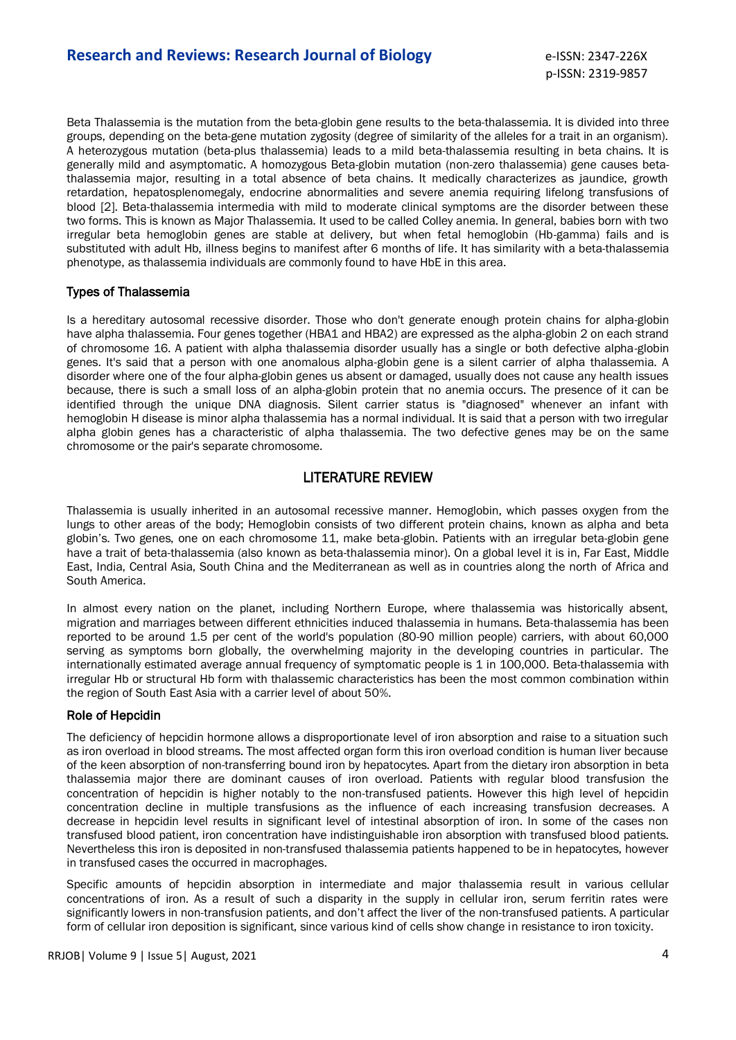Beta Thalassemia is the mutation from the beta-globin gene results to the beta-thalassemia. It is divided into three groups, depending on the beta-gene mutation zygosity (degree of similarity of the alleles for a trait in an organism). A heterozygous mutation (beta-plus thalassemia) leads to a mild beta-thalassemia resulting in beta chains. It is generally mild and asymptomatic. A homozygous Beta-globin mutation (non-zero thalassemia) gene causes beta-thalassemia major, resulting in a total absence of beta chains. It medically characterizes as jaundice, growth retardation, hepatosplenomegaly, endocrine abnormalities and severe anemia requiring lifelong transfusions of blood [2]. Beta-thalassemia intermedia with mild to moderate clinical symptoms are the disorder between these two forms. This is known as Major Thalassemia. It used to be called Colley anemia. In general, babies born with two irregular beta hemoglobin genes are stable at delivery, but when fetal hemoglobin (Hb-gamma) fails and is substituted with adult Hb, illness begins to manifest after 6 months of life. It has similarity with a beta-thalassemia phenotype, as thalassemia individuals are commonly found to have HbE in this area.

### Types of Thalassemia

Is a hereditary autosomal recessive disorder. Those who don't generate enough protein chains for alpha-globin have alpha thalassemia. Four genes together (HBA1 and HBA2) are expressed as the alpha-globin 2 on each strand of chromosome 16. A patient with alpha thalassemia disorder usually has a single or both defective alpha-globin genes. It's said that a person with one anomalous alpha-globin gene is a silent carrier of alpha thalassemia. A disorder where one of the four alpha-globin genes us absent or damaged, usually does not cause any health issues because, there is such a small loss of an alpha-globin protein that no anemia occurs. The presence of it can be identified through the unique DNA diagnosis. Silent carrier status is "diagnosed" whenever an infant with hemoglobin H disease is minor alpha thalassemia has a normal individual. It is said that a person with two irregular alpha globin genes has a characteristic of alpha thalassemia. The two defective genes may be on the same chromosome or the pair's separate chromosome.

## LITERATURE REVIEW

Thalassemia is usually inherited in an autosomal recessive manner. Hemoglobin, which passes oxygen from the lungs to other areas of the body; Hemoglobin consists of two different protein chains, known as alpha and beta globin's. Two genes, one on each chromosome 11, make beta-globin. Patients with an irregular beta-globin gene have a trait of beta-thalassemia (also known as beta-thalassemia minor). On a global level it is in, Far East, Middle East, India, Central Asia, South China and the Mediterranean as well as in countries along the north of Africa and South America.

In almost every nation on the planet, including Northern Europe, where thalassemia was historically absent, migration and marriages between different ethnicities induced thalassemia in humans. Beta-thalassemia has been reported to be around 1.5 per cent of the world's population (80-90 million people) carriers, with about 60,000 serving as symptoms born globally, the overwhelming majority in the developing countries in particular. The internationally estimated average annual frequency of symptomatic people is 1 in 100,000. Beta-thalassemia with irregular Hb or structural Hb form with thalassemic characteristics has been the most common combination within the region of South East Asia with a carrier level of about 50%.

### Role of Hepcidin

The deficiency of hepcidin hormone allows a disproportionate level of iron absorption and raise to a situation such as iron overload in blood streams. The most affected organ form this iron overload condition is human liver because of the keen absorption of non-transferring bound iron by hepatocytes. Apart from the dietary iron absorption in beta thalassemia major there are dominant causes of iron overload. Patients with regular blood transfusion the concentration of hepcidin is higher notably to the non-transfused patients. However this high level of hepcidin concentration decline in multiple transfusions as the influence of each increasing transfusion decreases. A decrease in hepcidin level results in significant level of intestinal absorption of iron. In some of the cases non transfused blood patient, iron concentration have indistinguishable iron absorption with transfused blood patients. Nevertheless this iron is deposited in non-transfused thalassemia patients happened to be in hepatocytes, however in transfused cases the occurred in macrophages.

Specific amounts of hepcidin absorption in intermediate and major thalassemia result in various cellular concentrations of iron. As a result of such a disparity in the supply in cellular iron, serum ferritin rates were significantly lowers in non-transfusion patients, and don't affect the liver of the non-transfused patients. A particular form of cellular iron deposition is significant, since various kind of cells show change in resistance to iron toxicity.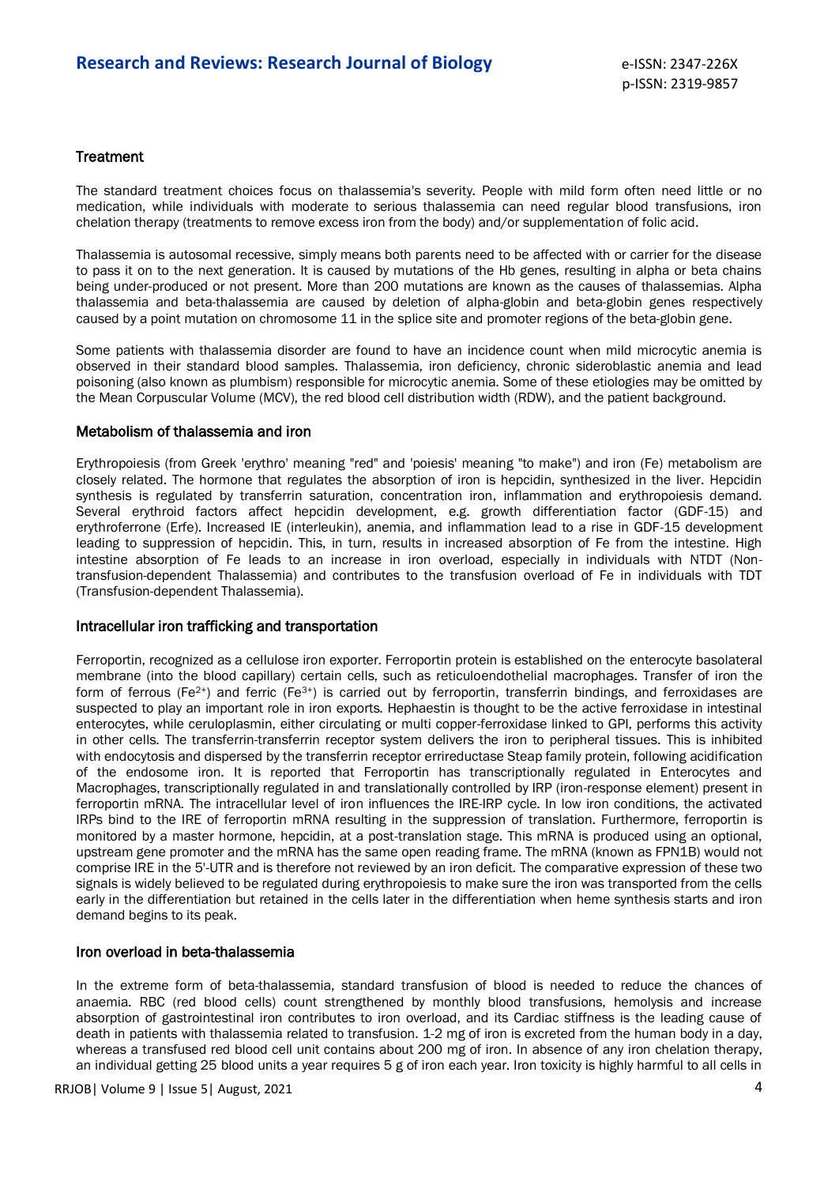## Treatment

The standard treatment choices focus on thalassemia's severity. People with mild form often need little or no medication, while individuals with moderate to serious thalassemia can need regular blood transfusions, iron chelation therapy (treatments to remove excess iron from the body) and/or supplementation of folic acid.

Thalassemia is autosomal recessive, simply means both parents need to be affected with or carrier for the disease to pass it on to the next generation. It is caused by mutations of the Hb genes, resulting in alpha or beta chains being under-produced or not present. More than 200 mutations are known as the causes of thalassemias. Alpha thalassemia and beta-thalassemia are caused by deletion of alpha-globin and beta-globin genes respectively caused by a point mutation on chromosome 11 in the splice site and promoter regions of the beta-globin gene.

Some patients with thalassemia disorder are found to have an incidence count when mild microcytic anemia is observed in their standard blood samples. Thalassemia, iron deficiency, chronic sideroblastic anemia and lead poisoning (also known as plumbism) responsible for microcytic anemia. Some of these etiologies may be omitted by the Mean Corpuscular Volume (MCV), the red blood cell distribution width (RDW), and the patient background.

## Metabolism of thalassemia and iron

Erythropoiesis (from Greek 'erythro' meaning "red" and 'poiesis' meaning "to make") and iron (Fe) metabolism are closely related. The hormone that regulates the absorption of iron is hepcidin, synthesized in the liver. Hepcidin synthesis is regulated by transferrin saturation, concentration iron, inflammation and erythropoiesis demand. Several erythroid factors affect hepcidin development, e.g. growth differentiation factor (GDF-15) and erythroferrone (Erfe). Increased IE (interleukin), anemia, and inflammation lead to a rise in GDF-15 development leading to suppression of hepcidin. This, in turn, results in increased absorption of Fe from the intestine. High intestine absorption of Fe leads to an increase in iron overload, especially in individuals with NTDT (Non-transfusion-dependent Thalassemia) and contributes to the transfusion overload of Fe in individuals with TDT (Transfusion-dependent Thalassemia).

## Intracellular iron trafficking and transportation

Ferroportin, recognized as a cellulose iron exporter. Ferroportin protein is established on the enterocyte basolateral membrane (into the blood capillary) certain cells, such as reticuloendothelial macrophages. Transfer of iron the form of ferrous ($Fe^{2+}$) and ferric ($Fe^{3+}$) is carried out by ferroportin, transferrin bindings, and ferroxidases are suspected to play an important role in iron exports. Hephaestin is thought to be the active ferroxidase in intestinal enterocytes, while ceruloplasmin, either circulating or multi copper-ferroxidase linked to GPI, performs this activity in other cells. The transferrin-transferrin receptor system delivers the iron to peripheral tissues. This is inhibited with endocytosis and dispersed by the transferrin receptor errireductase Steap family protein, following acidification of the endosome iron. It is reported that Ferroportin has transcriptionally regulated in Enterocytes and Macrophages, transcriptionally regulated in and translationally controlled by IRP (iron-response element) present in ferroportin mRNA. The intracellular level of iron influences the IRE-IRP cycle. In low iron conditions, the activated IRPs bind to the IRE of ferroportin mRNA resulting in the suppression of translation. Furthermore, ferroportin is monitored by a master hormone, hepcidin, at a post-translation stage. This mRNA is produced using an optional, upstream gene promoter and the mRNA has the same open reading frame. The mRNA (known as FPN1B) would not comprise IRE in the 5'-UTR and is therefore not reviewed by an iron deficit. The comparative expression of these two signals is widely believed to be regulated during erythropoiesis to make sure the iron was transported from the cells early in the differentiation but retained in the cells later in the differentiation when heme synthesis starts and iron demand begins to its peak.

## Iron overload in beta-thalassemia

In the extreme form of beta-thalassemia, standard transfusion of blood is needed to reduce the chances of anaemia. RBC (red blood cells) count strengthened by monthly blood transfusions, hemolysis and increase absorption of gastrointestinal iron contributes to iron overload, and its Cardiac stiffness is the leading cause of death in patients with thalassemia related to transfusion. 1-2 mg of iron is excreted from the human body in a day, whereas a transfused red blood cell unit contains about 200 mg of iron. In absence of any iron chelation therapy, an individual getting 25 blood units a year requires 5 g of iron each year. Iron toxicity is highly harmful to all cells in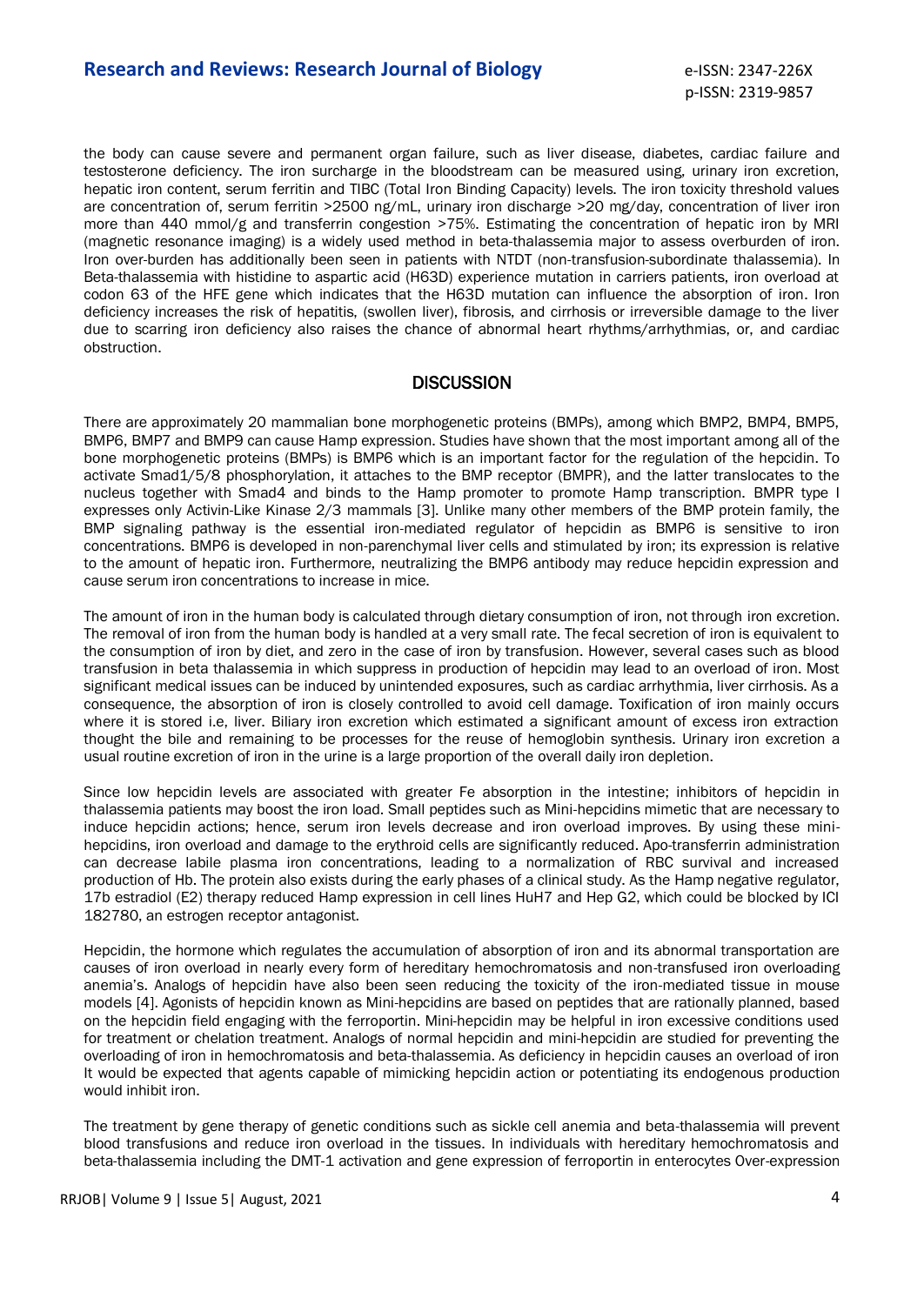the body can cause severe and permanent organ failure, such as liver disease, diabetes, cardiac failure and testosterone deficiency. The iron surcharge in the bloodstream can be measured using, urinary iron excretion, hepatic iron content, serum ferritin and TIBC (Total Iron Binding Capacity) levels. The iron toxicity threshold values are concentration of, serum ferritin >2500 ng/mL, urinary iron discharge >20 mg/day, concentration of liver iron more than 440 mmol/g and transferrin congestion >75%. Estimating the concentration of hepatic iron by MRI (magnetic resonance imaging) is a widely used method in beta-thalassemia major to assess overburden of iron. Iron over-burden has additionally been seen in patients with NTDT (non-transfusion-subordinate thalassemia). In Beta-thalassemia with histidine to aspartic acid (H63D) experience mutation in carriers patients, iron overload at codon 63 of the HFE gene which indicates that the H63D mutation can influence the absorption of iron. Iron deficiency increases the risk of hepatitis, (swollen liver), fibrosis, and cirrhosis or irreversible damage to the liver due to scarring iron deficiency also raises the chance of abnormal heart rhythms/arrhythmias, or, and cardiac obstruction.

## DISCUSSION

There are approximately 20 mammalian bone morphogenetic proteins (BMPs), among which BMP2, BMP4, BMP5, BMP6, BMP7 and BMP9 can cause Hamp expression. Studies have shown that the most important among all of the bone morphogenetic proteins (BMPs) is BMP6 which is an important factor for the regulation of the hepcidin. To activate Smad1/5/8 phosphorylation, it attaches to the BMP receptor (BMPR), and the latter translocates to the nucleus together with Smad4 and binds to the Hamp promoter to promote Hamp transcription. BMPR type I expresses only Activin-Like Kinase 2/3 mammals [3]. Unlike many other members of the BMP protein family, the BMP signaling pathway is the essential iron-mediated regulator of hepcidin as BMP6 is sensitive to iron concentrations. BMP6 is developed in non-parenchymal liver cells and stimulated by iron; its expression is relative to the amount of hepatic iron. Furthermore, neutralizing the BMP6 antibody may reduce hepcidin expression and cause serum iron concentrations to increase in mice.

The amount of iron in the human body is calculated through dietary consumption of iron, not through iron excretion. The removal of iron from the human body is handled at a very small rate. The fecal secretion of iron is equivalent to the consumption of iron by diet, and zero in the case of iron by transfusion. However, several cases such as blood transfusion in beta thalassemia in which suppress in production of hepcidin may lead to an overload of iron. Most significant medical issues can be induced by unintended exposures, such as cardiac arrhythmia, liver cirrhosis. As a consequence, the absorption of iron is closely controlled to avoid cell damage. Toxification of iron mainly occurs where it is stored i.e, liver. Biliary iron excretion which estimated a significant amount of excess iron extraction thought the bile and remaining to be processes for the reuse of hemoglobin synthesis. Urinary iron excretion a usual routine excretion of iron in the urine is a large proportion of the overall daily iron depletion.

Since low hepcidin levels are associated with greater Fe absorption in the intestine; inhibitors of hepcidin in thalassemia patients may boost the iron load. Small peptides such as Mini-hepcidins mimetic that are necessary to induce hepcidin actions; hence, serum iron levels decrease and iron overload improves. By using these mini-hepcidins, iron overload and damage to the erythroid cells are significantly reduced. Apo-transferrin administration can decrease labile plasma iron concentrations, leading to a normalization of RBC survival and increased production of Hb. The protein also exists during the early phases of a clinical study. As the Hamp negative regulator, 17b estradiol (E2) therapy reduced Hamp expression in cell lines HuH7 and Hep G2, which could be blocked by ICI 182780, an estrogen receptor antagonist.

Hepcidin, the hormone which regulates the accumulation of absorption of iron and its abnormal transportation are causes of iron overload in nearly every form of hereditary hemochromatosis and non-transfused iron overloading anemia's. Analogs of hepcidin have also been seen reducing the toxicity of the iron-mediated tissue in mouse models [4]. Agonists of hepcidin known as Mini-hepcidins are based on peptides that are rationally planned, based on the hepcidin field engaging with the ferroportin. Mini-hepcidin may be helpful in iron excessive conditions used for treatment or chelation treatment. Analogs of normal hepcidin and mini-hepcidin are studied for preventing the overloading of iron in hemochromatosis and beta-thalassemia. As deficiency in hepcidin causes an overload of iron It would be expected that agents capable of mimicking hepcidin action or potentiating its endogenous production would inhibit iron.

The treatment by gene therapy of genetic conditions such as sickle cell anemia and beta-thalassemia will prevent blood transfusions and reduce iron overload in the tissues. In individuals with hereditary hemochromatosis and beta-thalassemia including the DMT-1 activation and gene expression of ferroportin in enterocytes Over-expression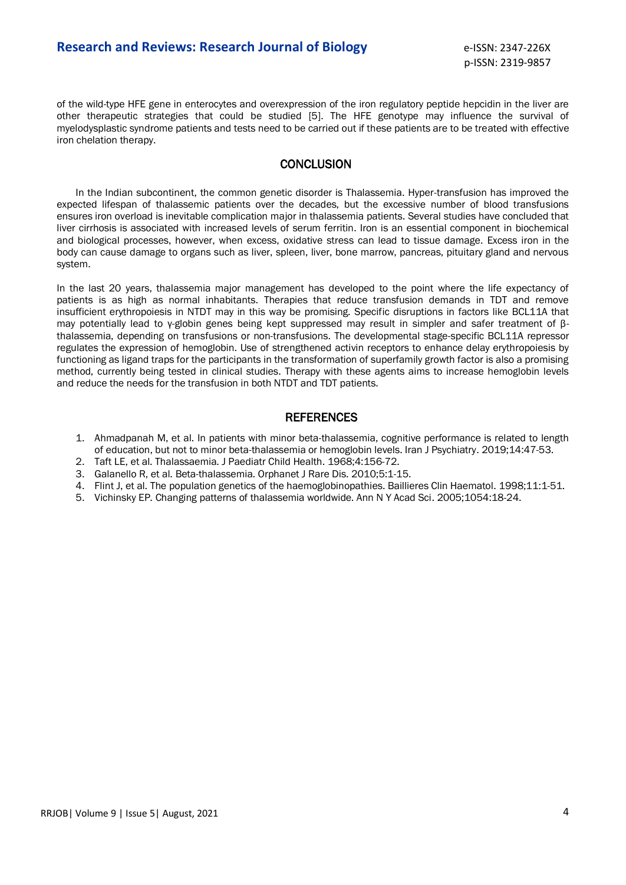of the wild-type HFE gene in enterocytes and overexpression of the iron regulatory peptide hepcidin in the liver are other therapeutic strategies that could be studied [5]. The HFE genotype may influence the survival of myelodysplastic syndrome patients and tests need to be carried out if these patients are to be treated with effective iron chelation therapy.

## CONCLUSION

In the Indian subcontinent, the common genetic disorder is Thalassemia. Hyper-transfusion has improved the expected lifespan of thalassemic patients over the decades, but the excessive number of blood transfusions ensures iron overload is inevitable complication major in thalassemia patients. Several studies have concluded that liver cirrhosis is associated with increased levels of serum ferritin. Iron is an essential component in biochemical and biological processes, however, when excess, oxidative stress can lead to tissue damage. Excess iron in the body can cause damage to organs such as liver, spleen, liver, bone marrow, pancreas, pituitary gland and nervous system.

In the last 20 years, thalassemia major management has developed to the point where the life expectancy of patients is as high as normal inhabitants. Therapies that reduce transfusion demands in TDT and remove insufficient erythropoiesis in NTDT may in this way be promising. Specific disruptions in factors like BCL11A that may potentially lead to γ-globin genes being kept suppressed may result in simpler and safer treatment of β-thalassemia, depending on transfusions or non-transfusions. The developmental stage-specific BCL11A repressor regulates the expression of hemoglobin. Use of strengthened activin receptors to enhance delay erythropoiesis by functioning as ligand traps for the participants in the transformation of superfamily growth factor is also a promising method, currently being tested in clinical studies. Therapy with these agents aims to increase hemoglobin levels and reduce the needs for the transfusion in both NTDT and TDT patients.

## REFERENCES

1. Ahmadpanah M, et al. In patients with minor beta-thalassemia, cognitive performance is related to length of education, but not to minor beta-thalassemia or hemoglobin levels. Iran J Psychiatry. 2019;14:47-53.
2. Taft LE, et al. Thalassaemia. J Paediatr Child Health. 1968;4:156-72.
3. Galanello R, et al. Beta-thalassemia. Orphanet J Rare Dis. 2010;5:1-15.
4. Flint J, et al. The population genetics of the haemoglobinopathies. Baillieres Clin Haematol. 1998;11:1-51.
5. Vichinsky EP. Changing patterns of thalassemia worldwide. Ann N Y Acad Sci. 2005;1054:18-24.